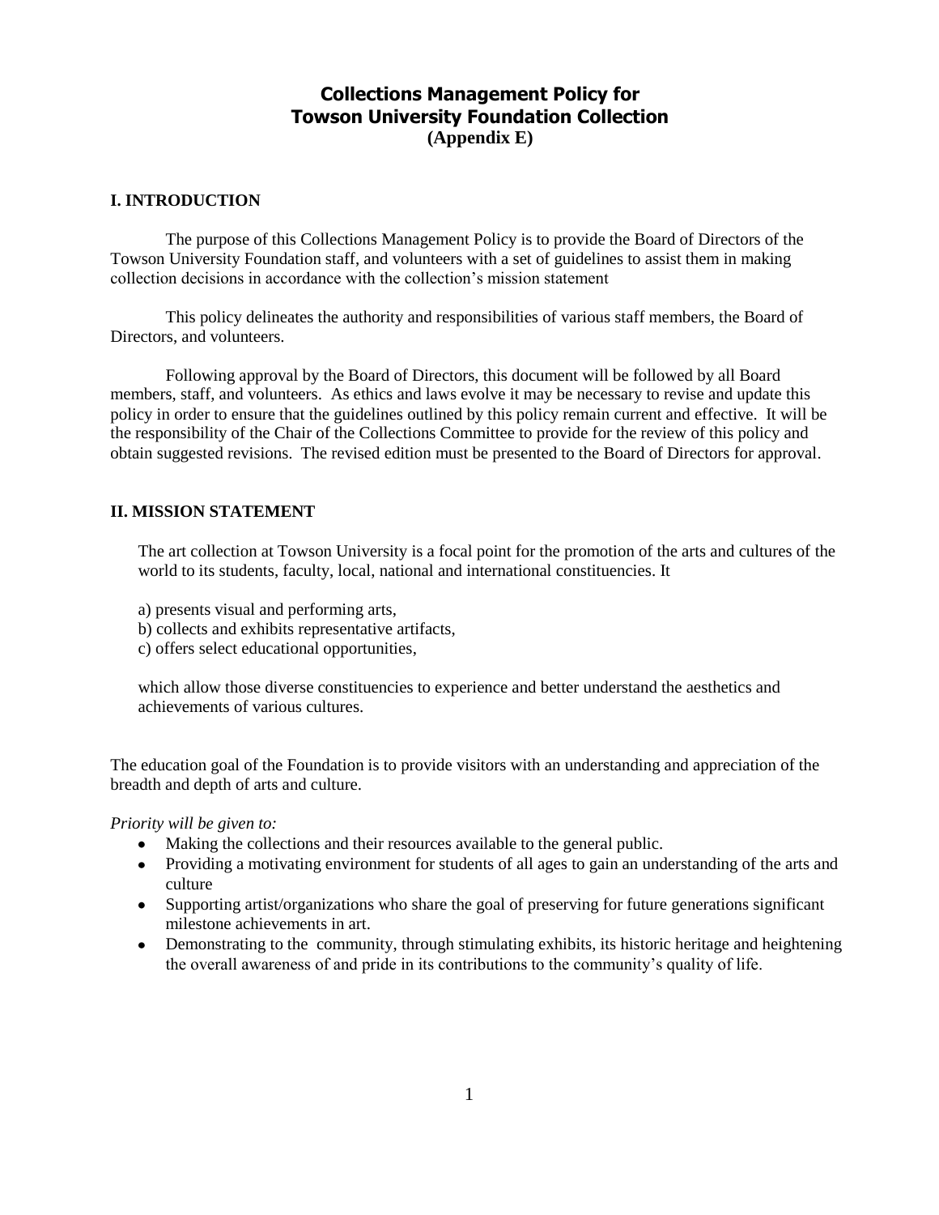# Collections Management Policy for Towson University Foundation Collection
**(Appendix E)**

## I. INTRODUCTION

The purpose of this Collections Management Policy is to provide the Board of Directors of the Towson University Foundation staff, and volunteers with a set of guidelines to assist them in making collection decisions in accordance with the collection's mission statement

This policy delineates the authority and responsibilities of various staff members, the Board of Directors, and volunteers.

Following approval by the Board of Directors, this document will be followed by all Board members, staff, and volunteers. As ethics and laws evolve it may be necessary to revise and update this policy in order to ensure that the guidelines outlined by this policy remain current and effective. It will be the responsibility of the Chair of the Collections Committee to provide for the review of this policy and obtain suggested revisions. The revised edition must be presented to the Board of Directors for approval.

## II. MISSION STATEMENT

The art collection at Towson University is a focal point for the promotion of the arts and cultures of the world to its students, faculty, local, national and international constituencies. It

a) presents visual and performing arts,
b) collects and exhibits representative artifacts,
c) offers select educational opportunities,

which allow those diverse constituencies to experience and better understand the aesthetics and achievements of various cultures.

The education goal of the Foundation is to provide visitors with an understanding and appreciation of the breadth and depth of arts and culture.

*Priority will be given to:*

- Making the collections and their resources available to the general public.
- Providing a motivating environment for students of all ages to gain an understanding of the arts and culture
- Supporting artist/organizations who share the goal of preserving for future generations significant milestone achievements in art.
- Demonstrating to the community, through stimulating exhibits, its historic heritage and heightening the overall awareness of and pride in its contributions to the community's quality of life.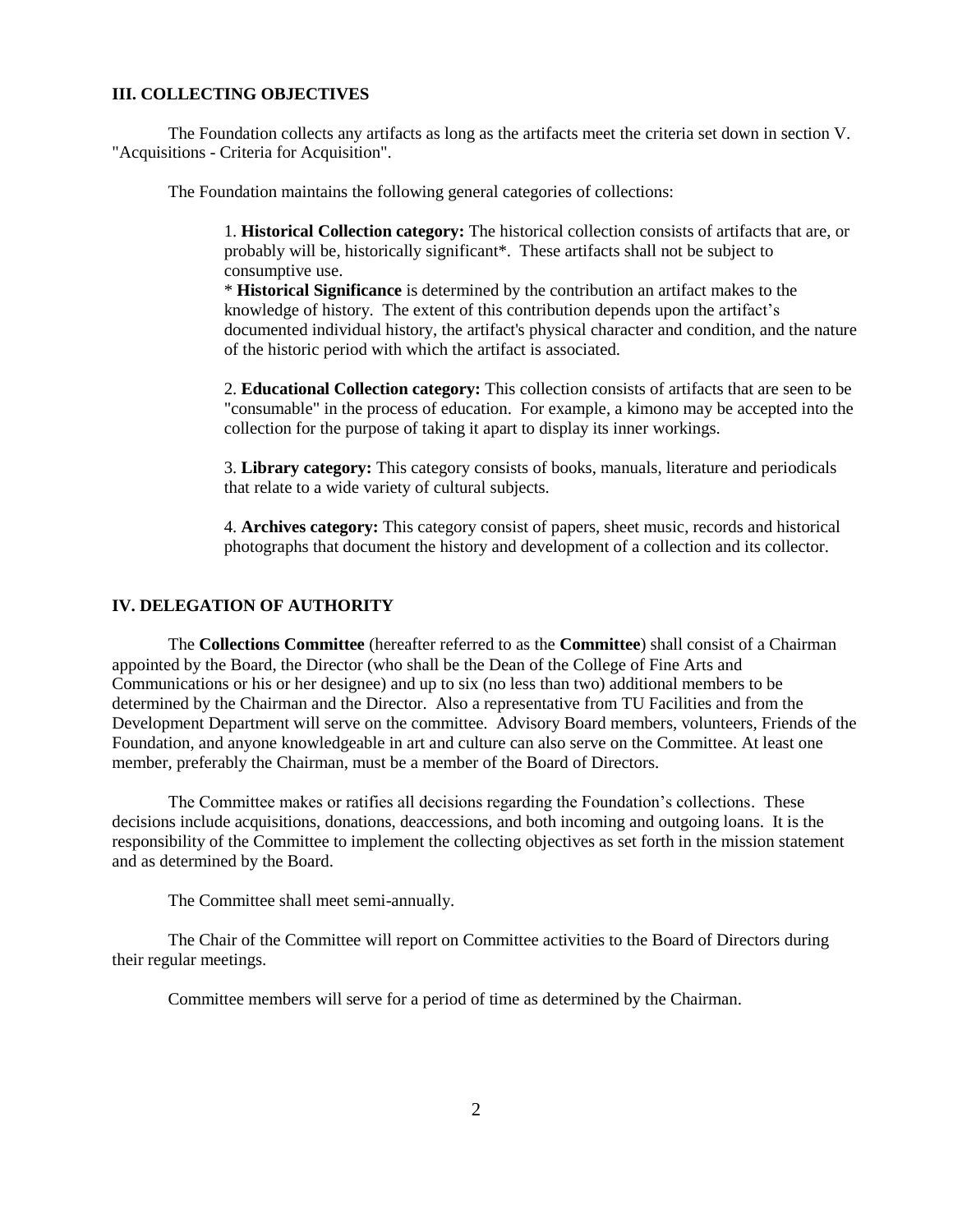## III. COLLECTING OBJECTIVES

The Foundation collects any artifacts as long as the artifacts meet the criteria set down in section V. "Acquisitions - Criteria for Acquisition".

The Foundation maintains the following general categories of collections:

1. **Historical Collection category:** The historical collection consists of artifacts that are, or probably will be, historically significant*. These artifacts shall not be subject to consumptive use.
 * **Historical Significance** is determined by the contribution an artifact makes to the knowledge of history. The extent of this contribution depends upon the artifact's documented individual history, the artifact's physical character and condition, and the nature of the historic period with which the artifact is associated.

2. **Educational Collection category:** This collection consists of artifacts that are seen to be "consumable" in the process of education. For example, a kimono may be accepted into the collection for the purpose of taking it apart to display its inner workings.

3. **Library category:** This category consists of books, manuals, literature and periodicals that relate to a wide variety of cultural subjects.

4. **Archives category:** This category consist of papers, sheet music, records and historical photographs that document the history and development of a collection and its collector.

## IV. DELEGATION OF AUTHORITY

The **Collections Committee** (hereafter referred to as the **Committee**) shall consist of a Chairman appointed by the Board, the Director (who shall be the Dean of the College of Fine Arts and Communications or his or her designee) and up to six (no less than two) additional members to be determined by the Chairman and the Director. Also a representative from TU Facilities and from the Development Department will serve on the committee. Advisory Board members, volunteers, Friends of the Foundation, and anyone knowledgeable in art and culture can also serve on the Committee. At least one member, preferably the Chairman, must be a member of the Board of Directors.

The Committee makes or ratifies all decisions regarding the Foundation's collections. These decisions include acquisitions, donations, deaccessions, and both incoming and outgoing loans. It is the responsibility of the Committee to implement the collecting objectives as set forth in the mission statement and as determined by the Board.

The Committee shall meet semi-annually.

The Chair of the Committee will report on Committee activities to the Board of Directors during their regular meetings.

Committee members will serve for a period of time as determined by the Chairman.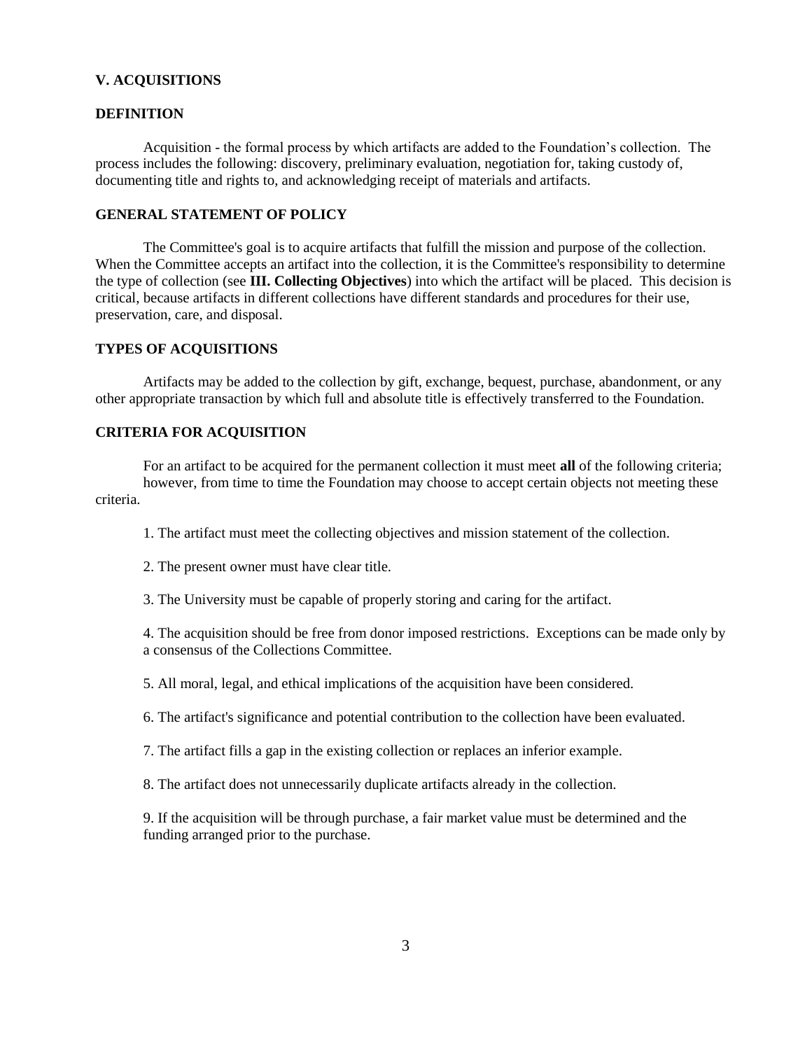## V. ACQUISITIONS

### DEFINITION

Acquisition - the formal process by which artifacts are added to the Foundation's collection. The process includes the following: discovery, preliminary evaluation, negotiation for, taking custody of, documenting title and rights to, and acknowledging receipt of materials and artifacts.

### GENERAL STATEMENT OF POLICY

The Committee's goal is to acquire artifacts that fulfill the mission and purpose of the collection. When the Committee accepts an artifact into the collection, it is the Committee's responsibility to determine the type of collection (see **III. Collecting Objectives**) into which the artifact will be placed. This decision is critical, because artifacts in different collections have different standards and procedures for their use, preservation, care, and disposal.

### TYPES OF ACQUISITIONS

Artifacts may be added to the collection by gift, exchange, bequest, purchase, abandonment, or any other appropriate transaction by which full and absolute title is effectively transferred to the Foundation.

### CRITERIA FOR ACQUISITION

For an artifact to be acquired for the permanent collection it must meet **all** of the following criteria; however, from time to time the Foundation may choose to accept certain objects not meeting these criteria.

1. The artifact must meet the collecting objectives and mission statement of the collection.

2. The present owner must have clear title.

3. The University must be capable of properly storing and caring for the artifact.

4. The acquisition should be free from donor imposed restrictions. Exceptions can be made only by a consensus of the Collections Committee.

5. All moral, legal, and ethical implications of the acquisition have been considered.

6. The artifact's significance and potential contribution to the collection have been evaluated.

7. The artifact fills a gap in the existing collection or replaces an inferior example.

8. The artifact does not unnecessarily duplicate artifacts already in the collection.

9. If the acquisition will be through purchase, a fair market value must be determined and the funding arranged prior to the purchase.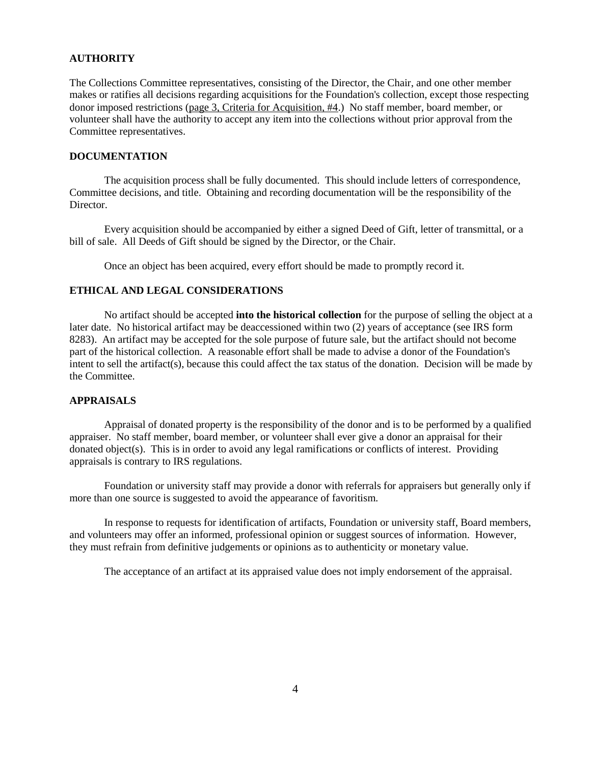## AUTHORITY

The Collections Committee representatives, consisting of the Director, the Chair, and one other member makes or ratifies all decisions regarding acquisitions for the Foundation's collection, except those respecting donor imposed restrictions (page 3, Criteria for Acquisition, #4.) No staff member, board member, or volunteer shall have the authority to accept any item into the collections without prior approval from the Committee representatives.

## DOCUMENTATION

The acquisition process shall be fully documented. This should include letters of correspondence, Committee decisions, and title. Obtaining and recording documentation will be the responsibility of the Director.

Every acquisition should be accompanied by either a signed Deed of Gift, letter of transmittal, or a bill of sale. All Deeds of Gift should be signed by the Director, or the Chair.

Once an object has been acquired, every effort should be made to promptly record it.

## ETHICAL AND LEGAL CONSIDERATIONS

No artifact should be accepted **into the historical collection** for the purpose of selling the object at a later date. No historical artifact may be deaccessioned within two (2) years of acceptance (see IRS form 8283). An artifact may be accepted for the sole purpose of future sale, but the artifact should not become part of the historical collection. A reasonable effort shall be made to advise a donor of the Foundation's intent to sell the artifact(s), because this could affect the tax status of the donation. Decision will be made by the Committee.

## APPRAISALS

Appraisal of donated property is the responsibility of the donor and is to be performed by a qualified appraiser. No staff member, board member, or volunteer shall ever give a donor an appraisal for their donated object(s). This is in order to avoid any legal ramifications or conflicts of interest. Providing appraisals is contrary to IRS regulations.

Foundation or university staff may provide a donor with referrals for appraisers but generally only if more than one source is suggested to avoid the appearance of favoritism.

In response to requests for identification of artifacts, Foundation or university staff, Board members, and volunteers may offer an informed, professional opinion or suggest sources of information. However, they must refrain from definitive judgements or opinions as to authenticity or monetary value.

The acceptance of an artifact at its appraised value does not imply endorsement of the appraisal.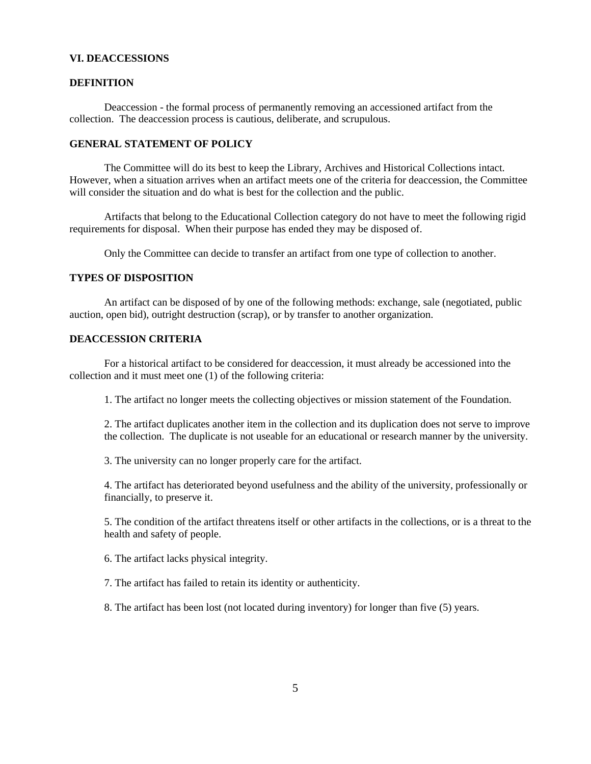## VI. DEACCESSIONS

### DEFINITION

Deaccession - the formal process of permanently removing an accessioned artifact from the collection. The deaccession process is cautious, deliberate, and scrupulous.

### GENERAL STATEMENT OF POLICY

The Committee will do its best to keep the Library, Archives and Historical Collections intact. However, when a situation arrives when an artifact meets one of the criteria for deaccession, the Committee will consider the situation and do what is best for the collection and the public.

Artifacts that belong to the Educational Collection category do not have to meet the following rigid requirements for disposal. When their purpose has ended they may be disposed of.

Only the Committee can decide to transfer an artifact from one type of collection to another.

### TYPES OF DISPOSITION

An artifact can be disposed of by one of the following methods: exchange, sale (negotiated, public auction, open bid), outright destruction (scrap), or by transfer to another organization.

### DEACCESSION CRITERIA

For a historical artifact to be considered for deaccession, it must already be accessioned into the collection and it must meet one (1) of the following criteria:

1. The artifact no longer meets the collecting objectives or mission statement of the Foundation.

2. The artifact duplicates another item in the collection and its duplication does not serve to improve the collection. The duplicate is not useable for an educational or research manner by the university.

3. The university can no longer properly care for the artifact.

4. The artifact has deteriorated beyond usefulness and the ability of the university, professionally or financially, to preserve it.

5. The condition of the artifact threatens itself or other artifacts in the collections, or is a threat to the health and safety of people.

6. The artifact lacks physical integrity.

7. The artifact has failed to retain its identity or authenticity.

8. The artifact has been lost (not located during inventory) for longer than five (5) years.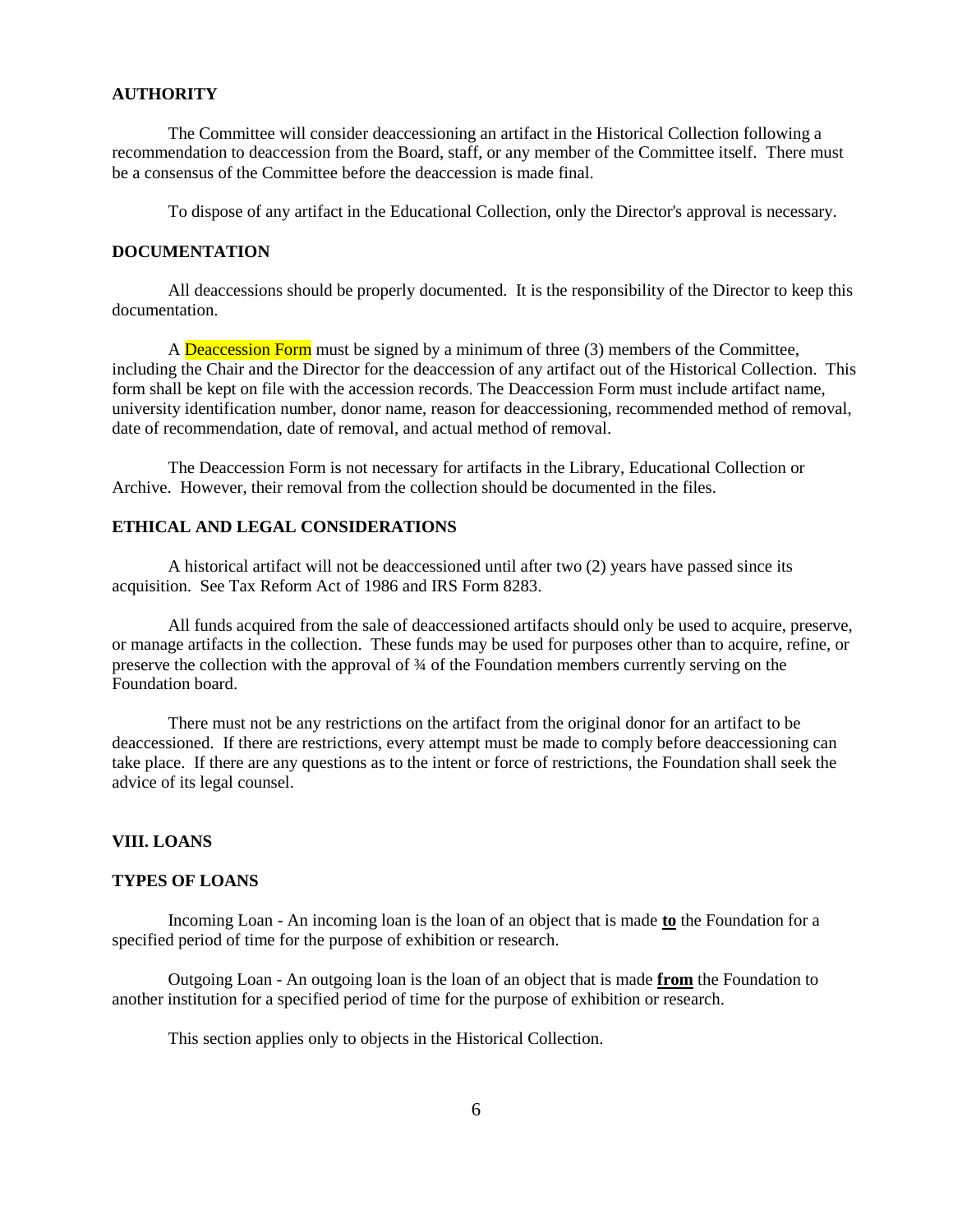**AUTHORITY**

The Committee will consider deaccessioning an artifact in the Historical Collection following a recommendation to deaccession from the Board, staff, or any member of the Committee itself. There must be a consensus of the Committee before the deaccession is made final.

To dispose of any artifact in the Educational Collection, only the Director's approval is necessary.

**DOCUMENTATION**

All deaccessions should be properly documented. It is the responsibility of the Director to keep this documentation.

A Deaccession Form must be signed by a minimum of three (3) members of the Committee, including the Chair and the Director for the deaccession of any artifact out of the Historical Collection. This form shall be kept on file with the accession records. The Deaccession Form must include artifact name, university identification number, donor name, reason for deaccessioning, recommended method of removal, date of recommendation, date of removal, and actual method of removal.

The Deaccession Form is not necessary for artifacts in the Library, Educational Collection or Archive. However, their removal from the collection should be documented in the files.

**ETHICAL AND LEGAL CONSIDERATIONS**

A historical artifact will not be deaccessioned until after two (2) years have passed since its acquisition. See Tax Reform Act of 1986 and IRS Form 8283.

All funds acquired from the sale of deaccessioned artifacts should only be used to acquire, preserve, or manage artifacts in the collection. These funds may be used for purposes other than to acquire, refine, or preserve the collection with the approval of ¾ of the Foundation members currently serving on the Foundation board.

There must not be any restrictions on the artifact from the original donor for an artifact to be deaccessioned. If there are restrictions, every attempt must be made to comply before deaccessioning can take place. If there are any questions as to the intent or force of restrictions, the Foundation shall seek the advice of its legal counsel.

**VIII. LOANS**

**TYPES OF LOANS**

Incoming Loan - An incoming loan is the loan of an object that is made **to** the Foundation for a specified period of time for the purpose of exhibition or research.

Outgoing Loan - An outgoing loan is the loan of an object that is made **from** the Foundation to another institution for a specified period of time for the purpose of exhibition or research.

This section applies only to objects in the Historical Collection.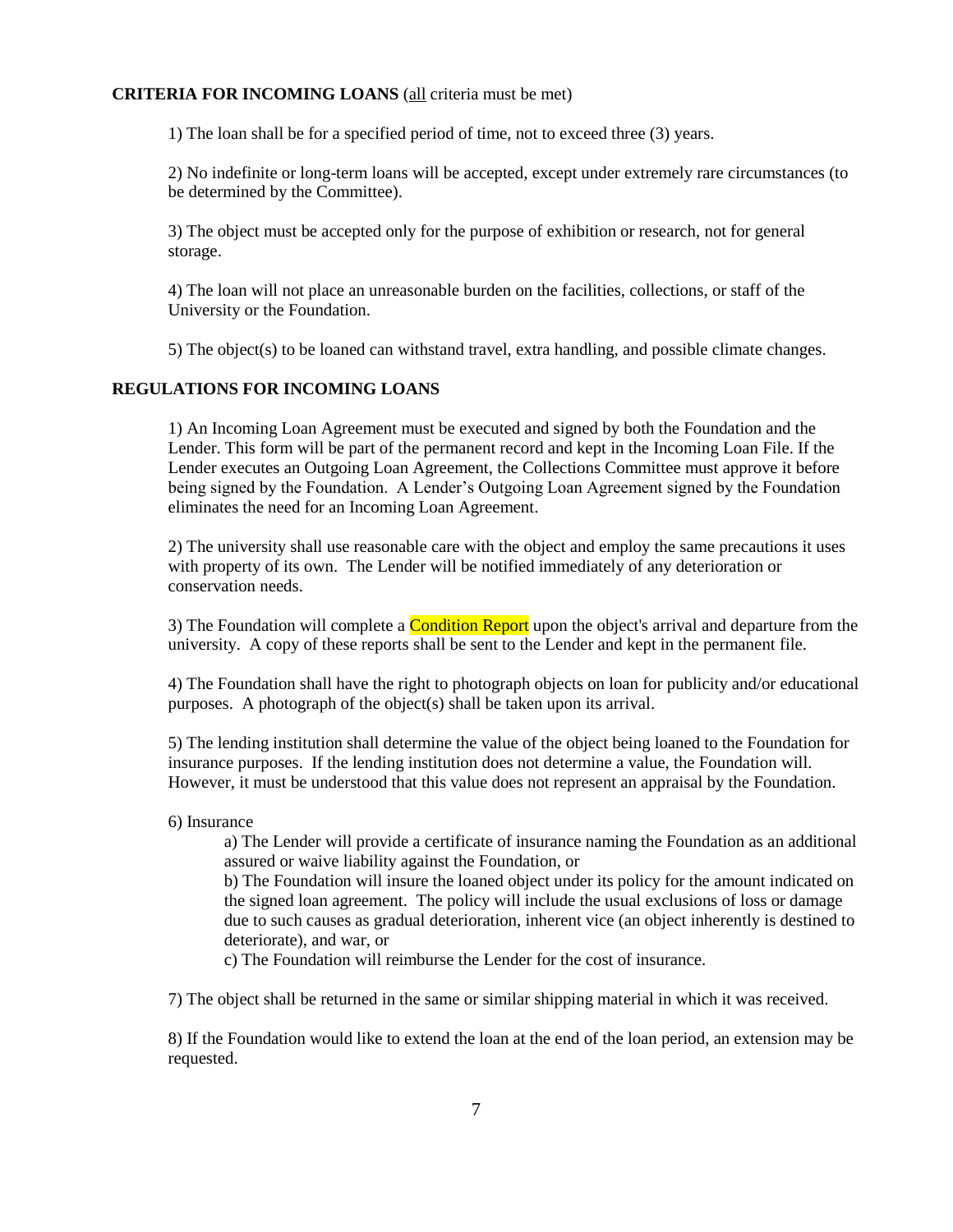**CRITERIA FOR INCOMING LOANS** (all criteria must be met)

1) The loan shall be for a specified period of time, not to exceed three (3) years.

2) No indefinite or long-term loans will be accepted, except under extremely rare circumstances (to be determined by the Committee).

3) The object must be accepted only for the purpose of exhibition or research, not for general storage.

4) The loan will not place an unreasonable burden on the facilities, collections, or staff of the University or the Foundation.

5) The object(s) to be loaned can withstand travel, extra handling, and possible climate changes.

**REGULATIONS FOR INCOMING LOANS**

1) An Incoming Loan Agreement must be executed and signed by both the Foundation and the Lender. This form will be part of the permanent record and kept in the Incoming Loan File. If the Lender executes an Outgoing Loan Agreement, the Collections Committee must approve it before being signed by the Foundation. A Lender's Outgoing Loan Agreement signed by the Foundation eliminates the need for an Incoming Loan Agreement.

2) The university shall use reasonable care with the object and employ the same precautions it uses with property of its own. The Lender will be notified immediately of any deterioration or conservation needs.

3) The Foundation will complete a Condition Report upon the object's arrival and departure from the university. A copy of these reports shall be sent to the Lender and kept in the permanent file.

4) The Foundation shall have the right to photograph objects on loan for publicity and/or educational purposes. A photograph of the object(s) shall be taken upon its arrival.

5) The lending institution shall determine the value of the object being loaned to the Foundation for insurance purposes. If the lending institution does not determine a value, the Foundation will. However, it must be understood that this value does not represent an appraisal by the Foundation.

6) Insurance

a) The Lender will provide a certificate of insurance naming the Foundation as an additional assured or waive liability against the Foundation, or

b) The Foundation will insure the loaned object under its policy for the amount indicated on the signed loan agreement. The policy will include the usual exclusions of loss or damage due to such causes as gradual deterioration, inherent vice (an object inherently is destined to deteriorate), and war, or

c) The Foundation will reimburse the Lender for the cost of insurance.

7) The object shall be returned in the same or similar shipping material in which it was received.

8) If the Foundation would like to extend the loan at the end of the loan period, an extension may be requested.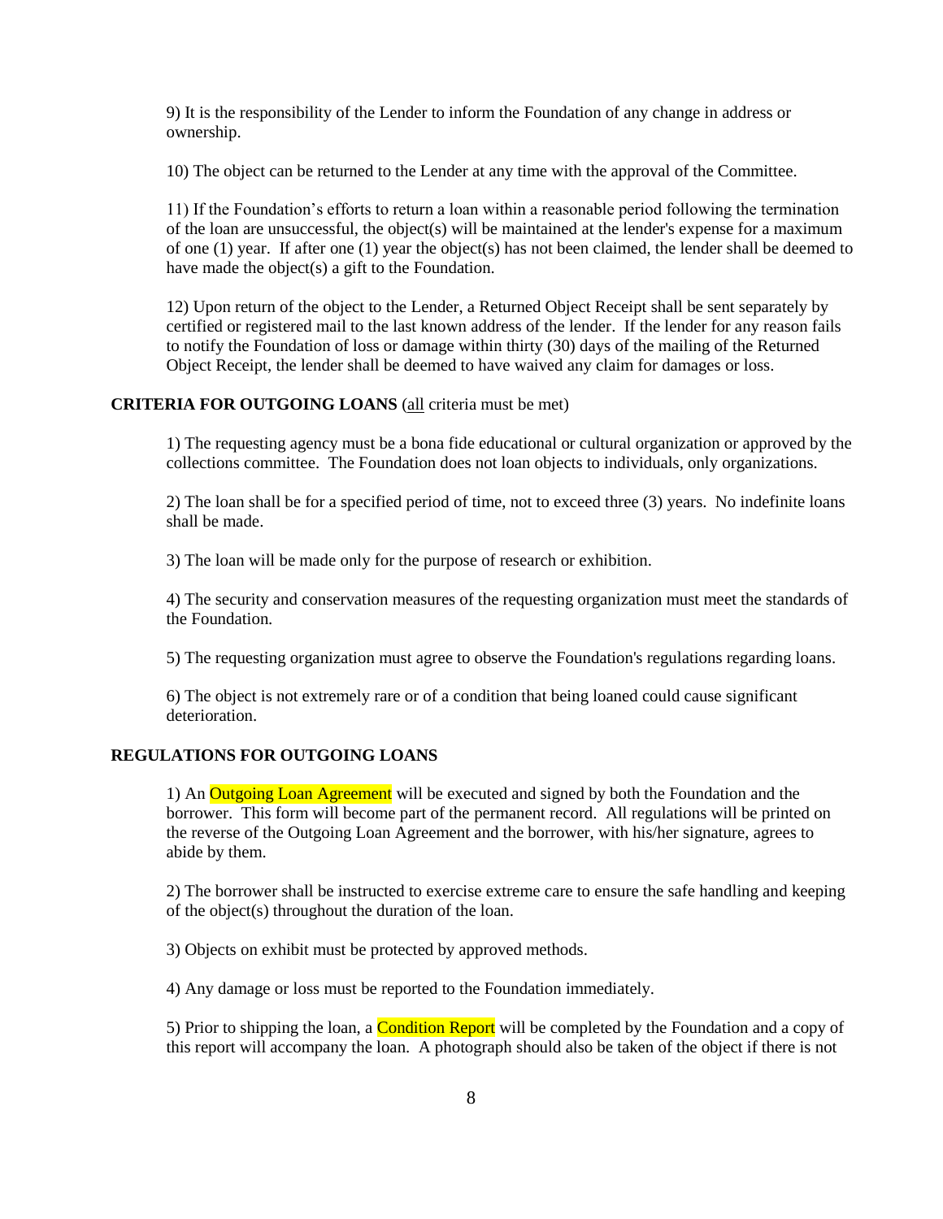9) It is the responsibility of the Lender to inform the Foundation of any change in address or ownership.

10) The object can be returned to the Lender at any time with the approval of the Committee.

11) If the Foundation's efforts to return a loan within a reasonable period following the termination of the loan are unsuccessful, the object(s) will be maintained at the lender's expense for a maximum of one (1) year. If after one (1) year the object(s) has not been claimed, the lender shall be deemed to have made the object(s) a gift to the Foundation.

12) Upon return of the object to the Lender, a Returned Object Receipt shall be sent separately by certified or registered mail to the last known address of the lender. If the lender for any reason fails to notify the Foundation of loss or damage within thirty (30) days of the mailing of the Returned Object Receipt, the lender shall be deemed to have waived any claim for damages or loss.

**CRITERIA FOR OUTGOING LOANS** (<u>all</u> criteria must be met)

1) The requesting agency must be a bona fide educational or cultural organization or approved by the collections committee. The Foundation does not loan objects to individuals, only organizations.

2) The loan shall be for a specified period of time, not to exceed three (3) years. No indefinite loans shall be made.

3) The loan will be made only for the purpose of research or exhibition.

4) The security and conservation measures of the requesting organization must meet the standards of the Foundation.

5) The requesting organization must agree to observe the Foundation's regulations regarding loans.

6) The object is not extremely rare or of a condition that being loaned could cause significant deterioration.

**REGULATIONS FOR OUTGOING LOANS**

1) An Outgoing Loan Agreement will be executed and signed by both the Foundation and the borrower. This form will become part of the permanent record. All regulations will be printed on the reverse of the Outgoing Loan Agreement and the borrower, with his/her signature, agrees to abide by them.

2) The borrower shall be instructed to exercise extreme care to ensure the safe handling and keeping of the object(s) throughout the duration of the loan.

3) Objects on exhibit must be protected by approved methods.

4) Any damage or loss must be reported to the Foundation immediately.

5) Prior to shipping the loan, a Condition Report will be completed by the Foundation and a copy of this report will accompany the loan. A photograph should also be taken of the object if there is not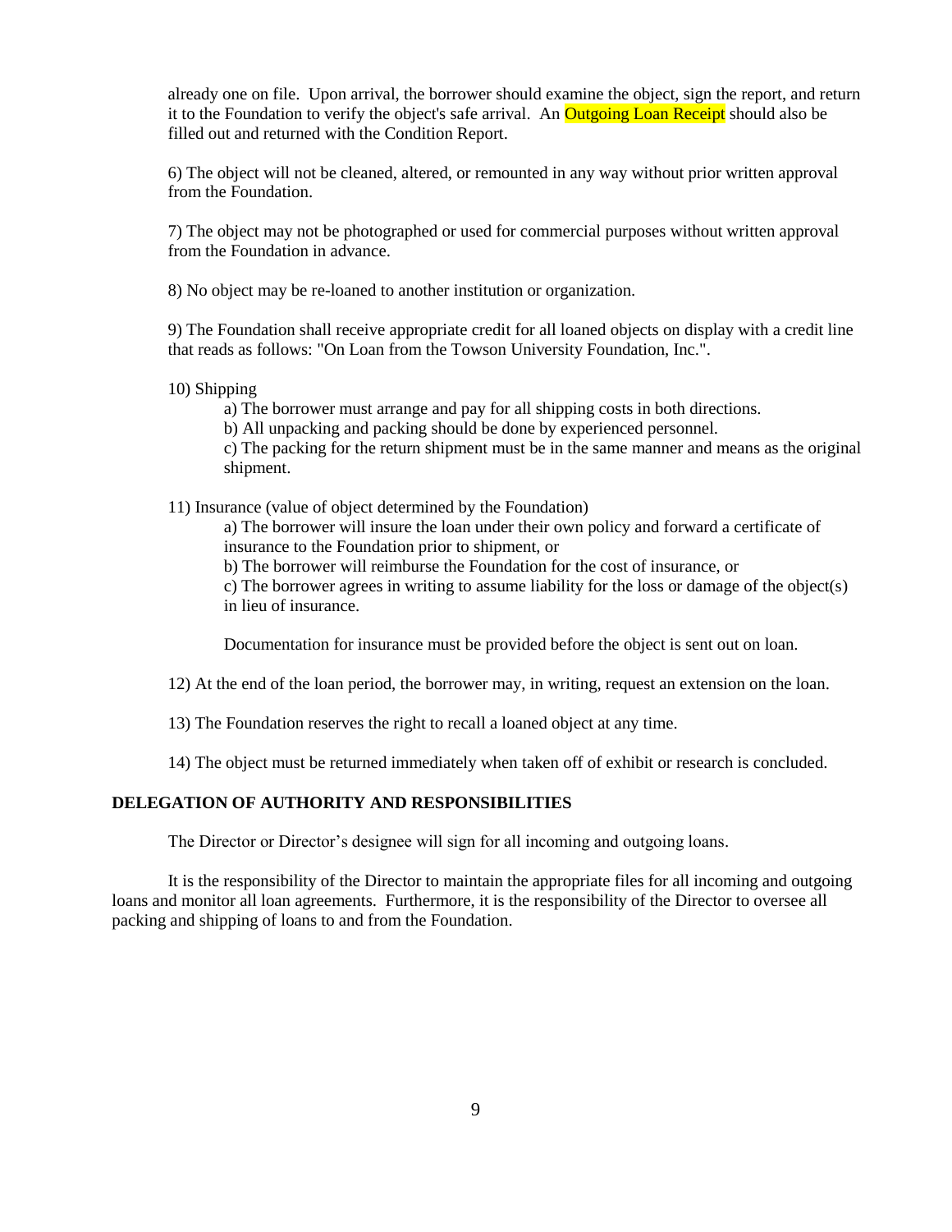already one on file. Upon arrival, the borrower should examine the object, sign the report, and return it to the Foundation to verify the object's safe arrival. An Outgoing Loan Receipt should also be filled out and returned with the Condition Report.

6) The object will not be cleaned, altered, or remounted in any way without prior written approval from the Foundation.

7) The object may not be photographed or used for commercial purposes without written approval from the Foundation in advance.

8) No object may be re-loaned to another institution or organization.

9) The Foundation shall receive appropriate credit for all loaned objects on display with a credit line that reads as follows: "On Loan from the Towson University Foundation, Inc.".

10) Shipping

   a) The borrower must arrange and pay for all shipping costs in both directions.
   
   b) All unpacking and packing should be done by experienced personnel.
   
   c) The packing for the return shipment must be in the same manner and means as the original shipment.

11) Insurance (value of object determined by the Foundation)

   a) The borrower will insure the loan under their own policy and forward a certificate of insurance to the Foundation prior to shipment, or
   
   b) The borrower will reimburse the Foundation for the cost of insurance, or
   
   c) The borrower agrees in writing to assume liability for the loss or damage of the object(s) in lieu of insurance.

   Documentation for insurance must be provided before the object is sent out on loan.

12) At the end of the loan period, the borrower may, in writing, request an extension on the loan.

13) The Foundation reserves the right to recall a loaned object at any time.

14) The object must be returned immediately when taken off of exhibit or research is concluded.

**DELEGATION OF AUTHORITY AND RESPONSIBILITIES**

The Director or Director's designee will sign for all incoming and outgoing loans.

It is the responsibility of the Director to maintain the appropriate files for all incoming and outgoing loans and monitor all loan agreements. Furthermore, it is the responsibility of the Director to oversee all packing and shipping of loans to and from the Foundation.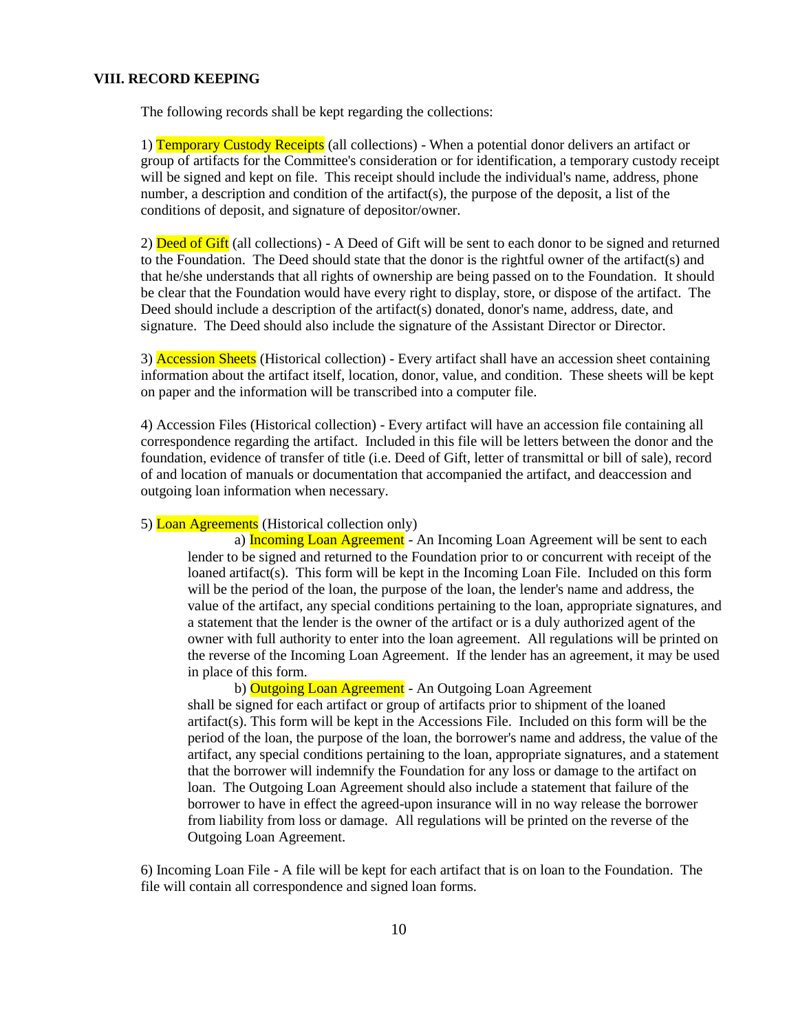## VIII. RECORD KEEPING

The following records shall be kept regarding the collections:

1) Temporary Custody Receipts (all collections) - When a potential donor delivers an artifact or group of artifacts for the Committee's consideration or for identification, a temporary custody receipt will be signed and kept on file. This receipt should include the individual's name, address, phone number, a description and condition of the artifact(s), the purpose of the deposit, a list of the conditions of deposit, and signature of depositor/owner.

2) Deed of Gift (all collections) - A Deed of Gift will be sent to each donor to be signed and returned to the Foundation. The Deed should state that the donor is the rightful owner of the artifact(s) and that he/she understands that all rights of ownership are being passed on to the Foundation. It should be clear that the Foundation would have every right to display, store, or dispose of the artifact. The Deed should include a description of the artifact(s) donated, donor's name, address, date, and signature. The Deed should also include the signature of the Assistant Director or Director.

3) Accession Sheets (Historical collection) - Every artifact shall have an accession sheet containing information about the artifact itself, location, donor, value, and condition. These sheets will be kept on paper and the information will be transcribed into a computer file.

4) Accession Files (Historical collection) - Every artifact will have an accession file containing all correspondence regarding the artifact. Included in this file will be letters between the donor and the foundation, evidence of transfer of title (i.e. Deed of Gift, letter of transmittal or bill of sale), record of and location of manuals or documentation that accompanied the artifact, and deaccession and outgoing loan information when necessary.

5) Loan Agreements (Historical collection only)

a) Incoming Loan Agreement - An Incoming Loan Agreement will be sent to each lender to be signed and returned to the Foundation prior to or concurrent with receipt of the loaned artifact(s). This form will be kept in the Incoming Loan File. Included on this form will be the period of the loan, the purpose of the loan, the lender's name and address, the value of the artifact, any special conditions pertaining to the loan, appropriate signatures, and a statement that the lender is the owner of the artifact or is a duly authorized agent of the owner with full authority to enter into the loan agreement. All regulations will be printed on the reverse of the Incoming Loan Agreement. If the lender has an agreement, it may be used in place of this form.

b) Outgoing Loan Agreement - An Outgoing Loan Agreement shall be signed for each artifact or group of artifacts prior to shipment of the loaned artifact(s). This form will be kept in the Accessions File. Included on this form will be the period of the loan, the purpose of the loan, the borrower's name and address, the value of the artifact, any special conditions pertaining to the loan, appropriate signatures, and a statement that the borrower will indemnify the Foundation for any loss or damage to the artifact on loan. The Outgoing Loan Agreement should also include a statement that failure of the borrower to have in effect the agreed-upon insurance will in no way release the borrower from liability from loss or damage. All regulations will be printed on the reverse of the Outgoing Loan Agreement.

6) Incoming Loan File - A file will be kept for each artifact that is on loan to the Foundation. The file will contain all correspondence and signed loan forms.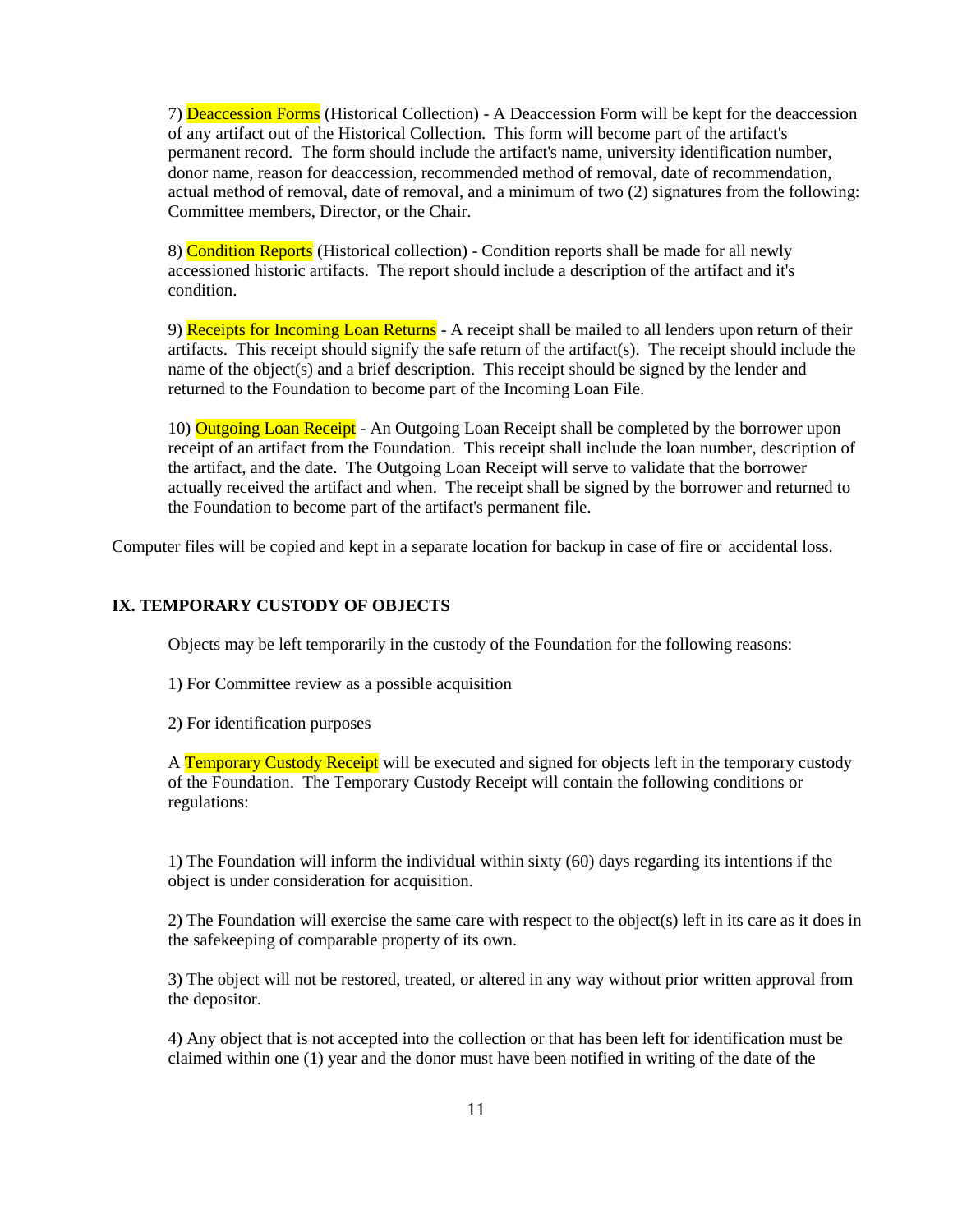7) Deaccession Forms (Historical Collection) - A Deaccession Form will be kept for the deaccession of any artifact out of the Historical Collection. This form will become part of the artifact's permanent record. The form should include the artifact's name, university identification number, donor name, reason for deaccession, recommended method of removal, date of recommendation, actual method of removal, date of removal, and a minimum of two (2) signatures from the following: Committee members, Director, or the Chair.

8) Condition Reports (Historical collection) - Condition reports shall be made for all newly accessioned historic artifacts. The report should include a description of the artifact and it's condition.

9) Receipts for Incoming Loan Returns - A receipt shall be mailed to all lenders upon return of their artifacts. This receipt should signify the safe return of the artifact(s). The receipt should include the name of the object(s) and a brief description. This receipt should be signed by the lender and returned to the Foundation to become part of the Incoming Loan File.

10) Outgoing Loan Receipt - An Outgoing Loan Receipt shall be completed by the borrower upon receipt of an artifact from the Foundation. This receipt shall include the loan number, description of the artifact, and the date. The Outgoing Loan Receipt will serve to validate that the borrower actually received the artifact and when. The receipt shall be signed by the borrower and returned to the Foundation to become part of the artifact's permanent file.

Computer files will be copied and kept in a separate location for backup in case of fire or accidental loss.

## IX. TEMPORARY CUSTODY OF OBJECTS

Objects may be left temporarily in the custody of the Foundation for the following reasons:

1) For Committee review as a possible acquisition

2) For identification purposes

A Temporary Custody Receipt will be executed and signed for objects left in the temporary custody of the Foundation. The Temporary Custody Receipt will contain the following conditions or regulations:

1) The Foundation will inform the individual within sixty (60) days regarding its intentions if the object is under consideration for acquisition.

2) The Foundation will exercise the same care with respect to the object(s) left in its care as it does in the safekeeping of comparable property of its own.

3) The object will not be restored, treated, or altered in any way without prior written approval from the depositor.

4) Any object that is not accepted into the collection or that has been left for identification must be claimed within one (1) year and the donor must have been notified in writing of the date of the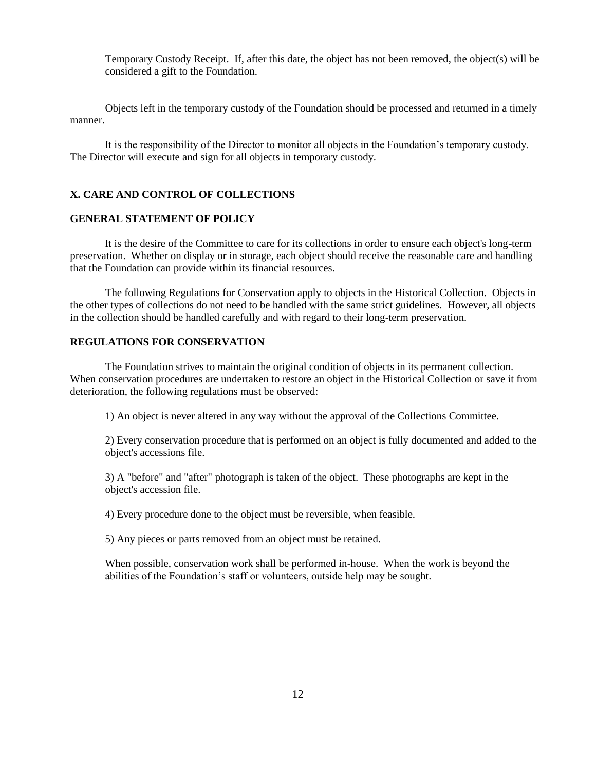Temporary Custody Receipt. If, after this date, the object has not been removed, the object(s) will be considered a gift to the Foundation.

Objects left in the temporary custody of the Foundation should be processed and returned in a timely manner.

It is the responsibility of the Director to monitor all objects in the Foundation's temporary custody. The Director will execute and sign for all objects in temporary custody.

## X. CARE AND CONTROL OF COLLECTIONS

### GENERAL STATEMENT OF POLICY

It is the desire of the Committee to care for its collections in order to ensure each object's long-term preservation. Whether on display or in storage, each object should receive the reasonable care and handling that the Foundation can provide within its financial resources.

The following Regulations for Conservation apply to objects in the Historical Collection. Objects in the other types of collections do not need to be handled with the same strict guidelines. However, all objects in the collection should be handled carefully and with regard to their long-term preservation.

### REGULATIONS FOR CONSERVATION

The Foundation strives to maintain the original condition of objects in its permanent collection. When conservation procedures are undertaken to restore an object in the Historical Collection or save it from deterioration, the following regulations must be observed:

1) An object is never altered in any way without the approval of the Collections Committee.

2) Every conservation procedure that is performed on an object is fully documented and added to the object's accessions file.

3) A "before" and "after" photograph is taken of the object. These photographs are kept in the object's accession file.

4) Every procedure done to the object must be reversible, when feasible.

5) Any pieces or parts removed from an object must be retained.

When possible, conservation work shall be performed in-house. When the work is beyond the abilities of the Foundation's staff or volunteers, outside help may be sought.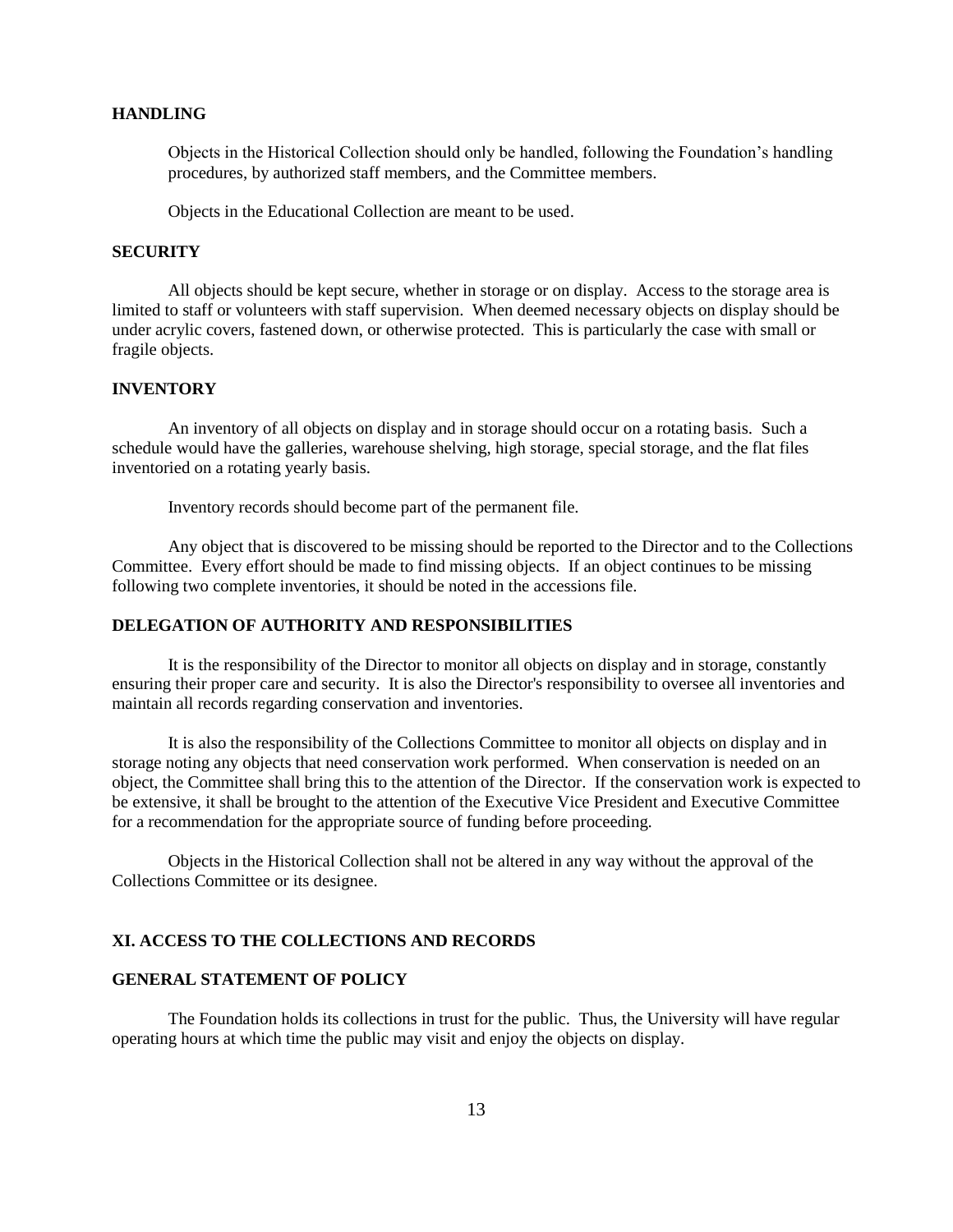**HANDLING**

Objects in the Historical Collection should only be handled, following the Foundation's handling procedures, by authorized staff members, and the Committee members.

Objects in the Educational Collection are meant to be used.

**SECURITY**

All objects should be kept secure, whether in storage or on display. Access to the storage area is limited to staff or volunteers with staff supervision. When deemed necessary objects on display should be under acrylic covers, fastened down, or otherwise protected. This is particularly the case with small or fragile objects.

**INVENTORY**

An inventory of all objects on display and in storage should occur on a rotating basis. Such a schedule would have the galleries, warehouse shelving, high storage, special storage, and the flat files inventoried on a rotating yearly basis.

Inventory records should become part of the permanent file.

Any object that is discovered to be missing should be reported to the Director and to the Collections Committee. Every effort should be made to find missing objects. If an object continues to be missing following two complete inventories, it should be noted in the accessions file.

**DELEGATION OF AUTHORITY AND RESPONSIBILITIES**

It is the responsibility of the Director to monitor all objects on display and in storage, constantly ensuring their proper care and security. It is also the Director's responsibility to oversee all inventories and maintain all records regarding conservation and inventories.

It is also the responsibility of the Collections Committee to monitor all objects on display and in storage noting any objects that need conservation work performed. When conservation is needed on an object, the Committee shall bring this to the attention of the Director. If the conservation work is expected to be extensive, it shall be brought to the attention of the Executive Vice President and Executive Committee for a recommendation for the appropriate source of funding before proceeding.

Objects in the Historical Collection shall not be altered in any way without the approval of the Collections Committee or its designee.

## XI. ACCESS TO THE COLLECTIONS AND RECORDS

**GENERAL STATEMENT OF POLICY**

The Foundation holds its collections in trust for the public. Thus, the University will have regular operating hours at which time the public may visit and enjoy the objects on display.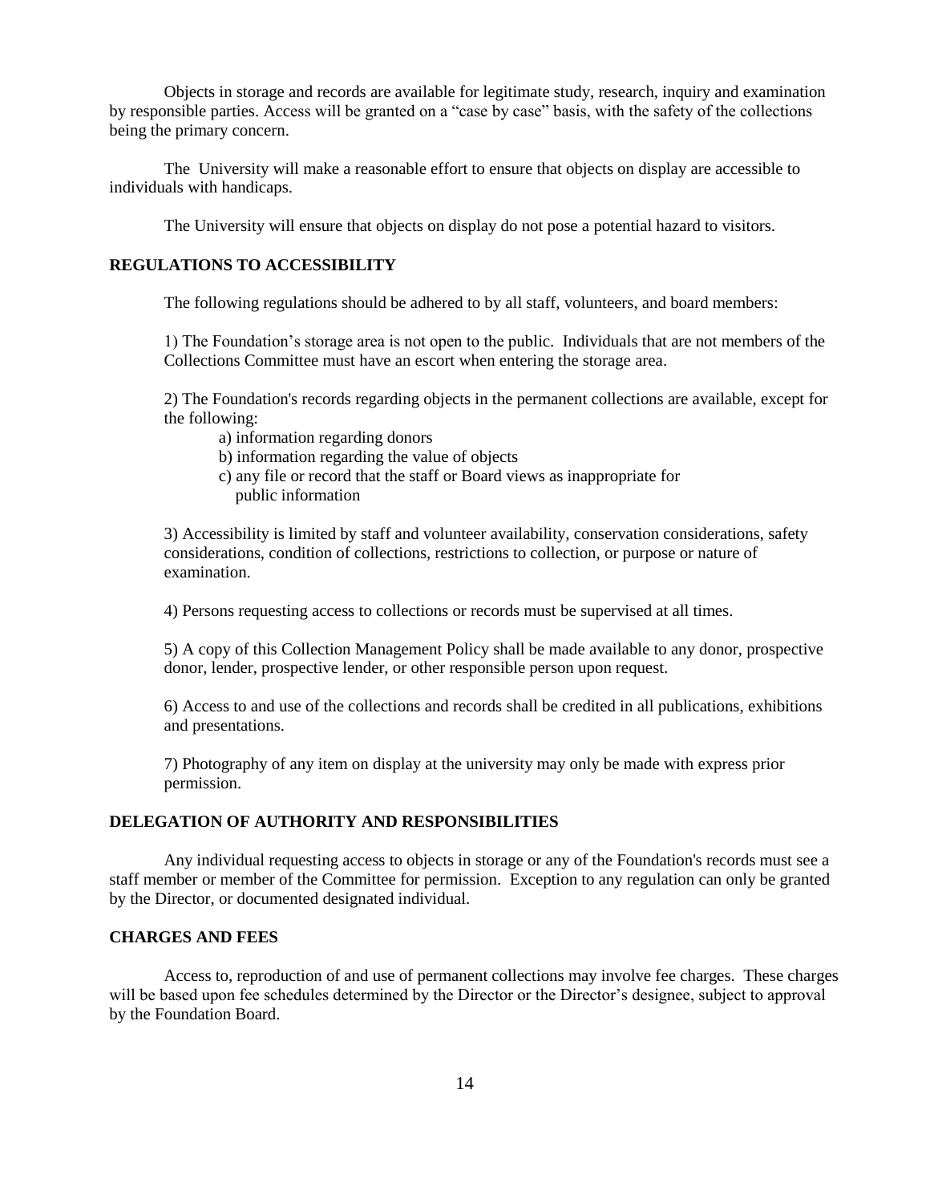Objects in storage and records are available for legitimate study, research, inquiry and examination by responsible parties. Access will be granted on a "case by case" basis, with the safety of the collections being the primary concern.

The University will make a reasonable effort to ensure that objects on display are accessible to individuals with handicaps.

The University will ensure that objects on display do not pose a potential hazard to visitors.

## REGULATIONS TO ACCESSIBILITY

The following regulations should be adhered to by all staff, volunteers, and board members:

1) The Foundation's storage area is not open to the public. Individuals that are not members of the Collections Committee must have an escort when entering the storage area.

2) The Foundation's records regarding objects in the permanent collections are available, except for the following:

- a) information regarding donors
- b) information regarding the value of objects
- c) any file or record that the staff or Board views as inappropriate for public information

3) Accessibility is limited by staff and volunteer availability, conservation considerations, safety considerations, condition of collections, restrictions to collection, or purpose or nature of examination.

4) Persons requesting access to collections or records must be supervised at all times.

5) A copy of this Collection Management Policy shall be made available to any donor, prospective donor, lender, prospective lender, or other responsible person upon request.

6) Access to and use of the collections and records shall be credited in all publications, exhibitions and presentations.

7) Photography of any item on display at the university may only be made with express prior permission.

## DELEGATION OF AUTHORITY AND RESPONSIBILITIES

Any individual requesting access to objects in storage or any of the Foundation's records must see a staff member or member of the Committee for permission. Exception to any regulation can only be granted by the Director, or documented designated individual.

## CHARGES AND FEES

Access to, reproduction of and use of permanent collections may involve fee charges. These charges will be based upon fee schedules determined by the Director or the Director's designee, subject to approval by the Foundation Board.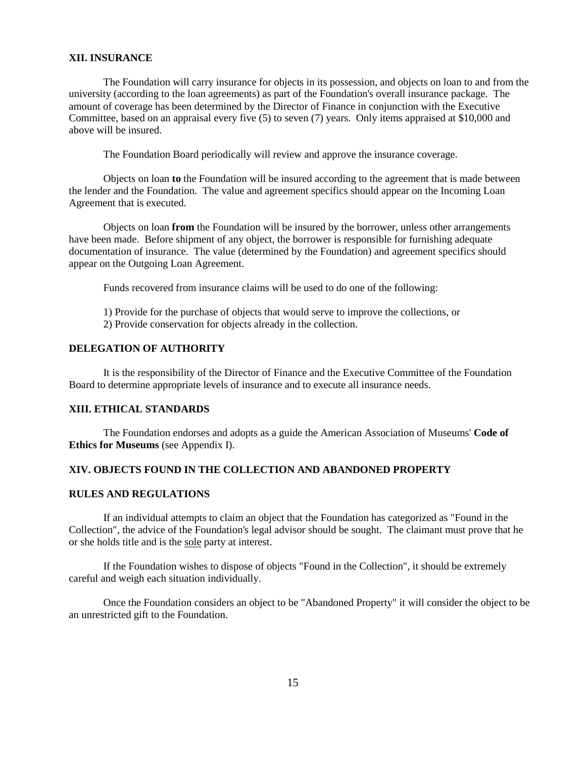## XII. INSURANCE

The Foundation will carry insurance for objects in its possession, and objects on loan to and from the university (according to the loan agreements) as part of the Foundation's overall insurance package. The amount of coverage has been determined by the Director of Finance in conjunction with the Executive Committee, based on an appraisal every five (5) to seven (7) years. Only items appraised at $10,000 and above will be insured.

The Foundation Board periodically will review and approve the insurance coverage.

Objects on loan **to** the Foundation will be insured according to the agreement that is made between the lender and the Foundation. The value and agreement specifics should appear on the Incoming Loan Agreement that is executed.

Objects on loan **from** the Foundation will be insured by the borrower, unless other arrangements have been made. Before shipment of any object, the borrower is responsible for furnishing adequate documentation of insurance. The value (determined by the Foundation) and agreement specifics should appear on the Outgoing Loan Agreement.

Funds recovered from insurance claims will be used to do one of the following:

1) Provide for the purchase of objects that would serve to improve the collections, or
2) Provide conservation for objects already in the collection.

### DELEGATION OF AUTHORITY

It is the responsibility of the Director of Finance and the Executive Committee of the Foundation Board to determine appropriate levels of insurance and to execute all insurance needs.

## XIII. ETHICAL STANDARDS

The Foundation endorses and adopts as a guide the American Association of Museums' **Code of Ethics for Museums** (see Appendix I).

## XIV. OBJECTS FOUND IN THE COLLECTION AND ABANDONED PROPERTY

### RULES AND REGULATIONS

If an individual attempts to claim an object that the Foundation has categorized as "Found in the Collection", the advice of the Foundation's legal advisor should be sought. The claimant must prove that he or she holds title and is the sole party at interest.

If the Foundation wishes to dispose of objects "Found in the Collection", it should be extremely careful and weigh each situation individually.

Once the Foundation considers an object to be "Abandoned Property" it will consider the object to be an unrestricted gift to the Foundation.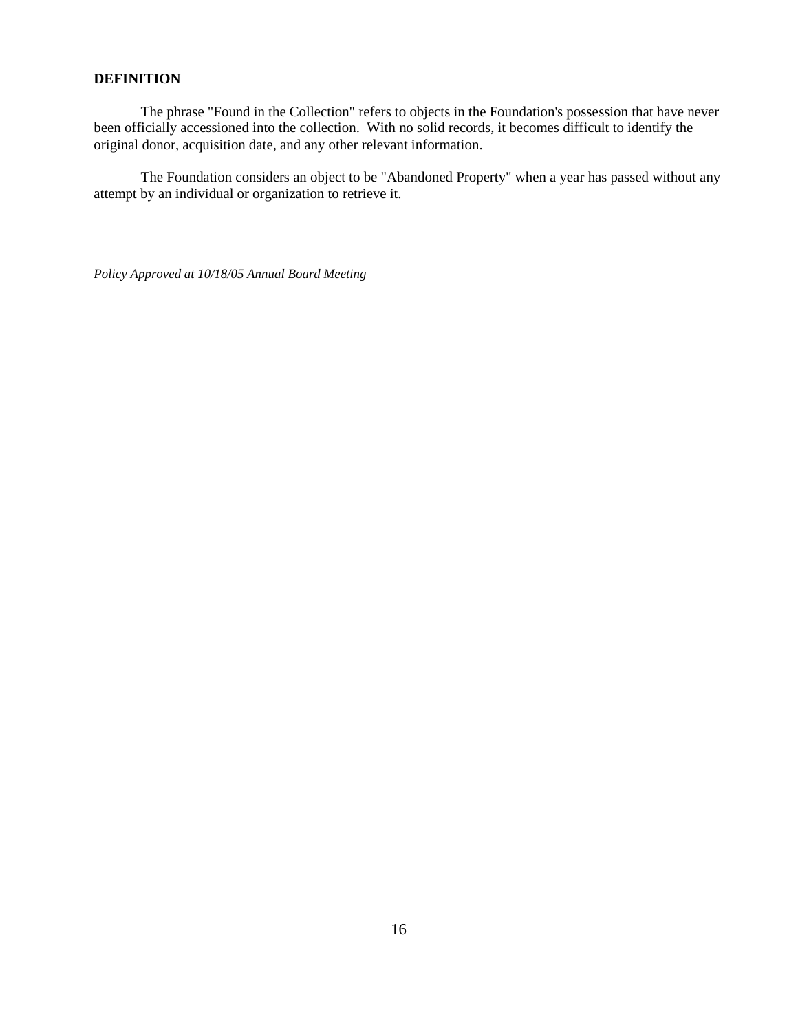**DEFINITION**

The phrase "Found in the Collection" refers to objects in the Foundation's possession that have never been officially accessioned into the collection.  With no solid records, it becomes difficult to identify the original donor, acquisition date, and any other relevant information.

The Foundation considers an object to be "Abandoned Property" when a year has passed without any attempt by an individual or organization to retrieve it.

*Policy Approved at 10/18/05 Annual Board Meeting*